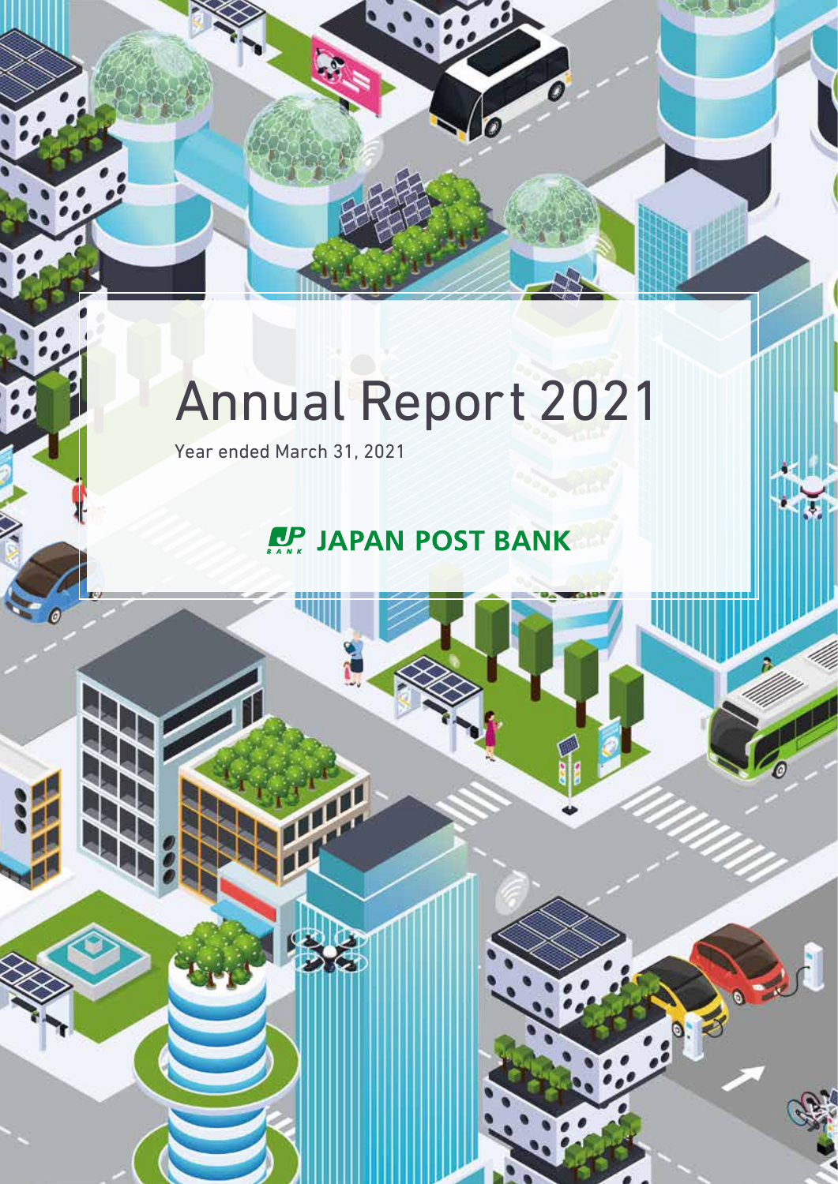# Annual Report 2021

Year ended March 31, 2021

JAPAN POST BANK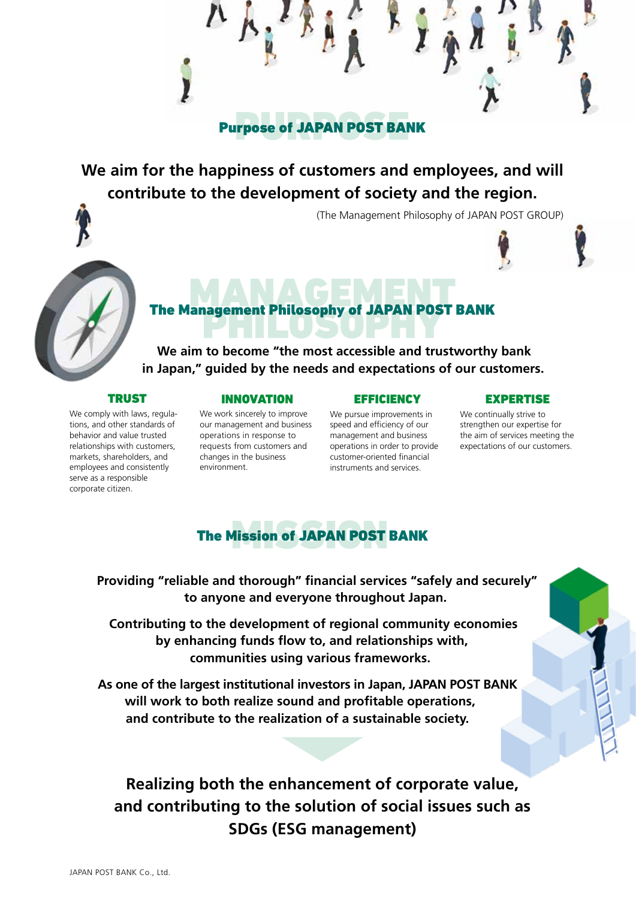## Purpose of JAPAN POST BANK

**We aim for the happiness of customers and employees, and will contribute to the development of society and the region.**

(The Management Philosophy of JAPAN POST GROUP)

## The Management Philosophy of JAPAN POST BANK

**We aim to become "the most accessible and trustworthy bank in Japan," guided by the needs and expectations of our customers.**

### TRUST

We comply with laws, regulations, and other standards of behavior and value trusted relationships with customers, markets, shareholders, and employees and consistently serve as a responsible corporate citizen.

### INNOVATION

We work sincerely to improve our management and business operations in response to requests from customers and changes in the business environment.

### EFFICIENCY

We pursue improvements in speed and efficiency of our management and business operations in order to provide customer-oriented financial instruments and services.

### EXPERTISE

We continually strive to strengthen our expertise for the aim of services meeting the expectations of our customers.

## The Mission of JAPAN POST BANK

**Providing "reliable and thorough" financial services "safely and securely" to anyone and everyone throughout Japan.**

**Contributing to the development of regional community economies by enhancing funds flow to, and relationships with, communities using various frameworks.**

**As one of the largest institutional investors in Japan, JAPAN POST BANK will work to both realize sound and profitable operations, and contribute to the realization of a sustainable society.**

**Realizing both the enhancement of corporate value, and contributing to the solution of social issues such as SDGs (ESG management)**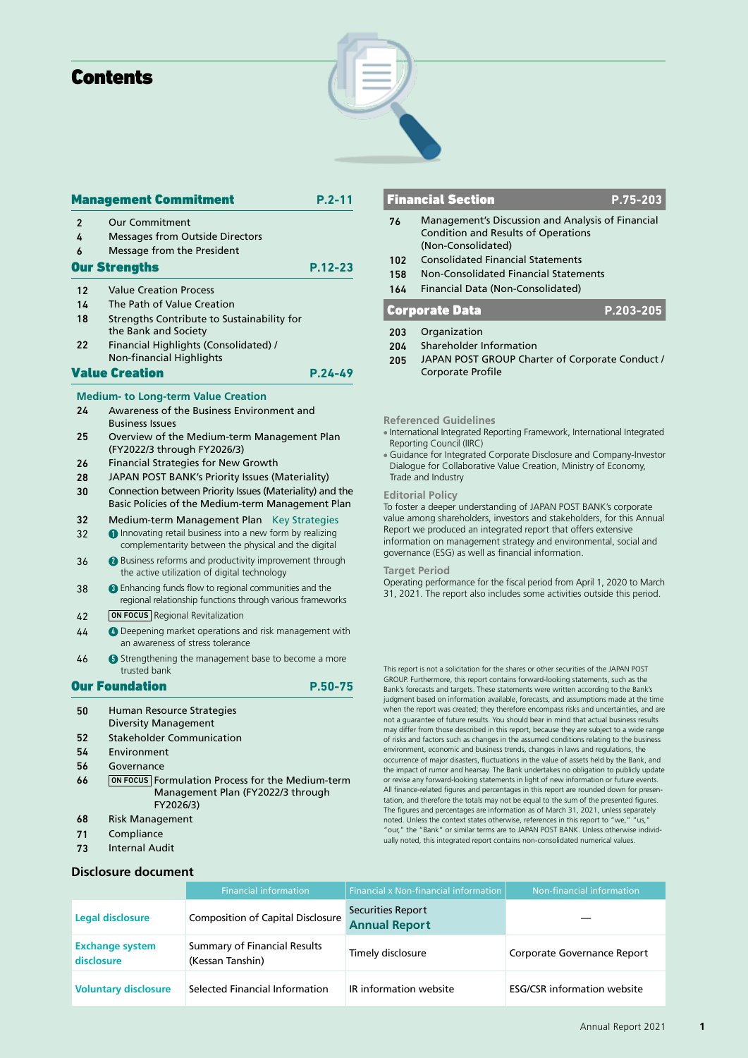# Contents

## Management Commitment P.2-11

- 2 Our Commitment
- 4 Messages from Outside Directors
- 6 Message from the President

## Our Strengths P.12-23

- 12 Value Creation Process
- 14 The Path of Value Creation
- 18 Strengths Contribute to Sustainability for the Bank and Society
- 22 Financial Highlights (Consolidated) / Non-financial Highlights

## Value Creation P.24-49

### Medium- to Long-term Value Creation

- 24 Awareness of the Business Environment and Business Issues
- 25 Overview of the Medium-term Management Plan (FY2022/3 through FY2026/3)
- 26 Financial Strategies for New Growth
- 28 JAPAN POST BANK's Priority Issues (Materiality)
- 30 Connection between Priority Issues (Materiality) and the Basic Policies of the Medium-term Management Plan
- 32 Medium-term Management Plan Key Strategies
- 32 ❶ Innovating retail business into a new form by realizing complementarity between the physical and the digital
- 36 ❷ Business reforms and productivity improvement through the active utilization of digital technology
- 38 ❸ Enhancing funds flow to regional communities and the regional relationship functions through various frameworks
- 42 ON FOCUS Regional Revitalization
- 44 ❹ Deepening market operations and risk management with an awareness of stress tolerance
- 46 ❺ Strengthening the management base to become a more trusted bank

## Our Foundation P.50-75

- 50 Human Resource Strategies Diversity Management
- 52 Stakeholder Communication
- 54 Environment
- 56 Governance
- 66 ON FOCUS Formulation Process for the Medium-term Management Plan (FY2022/3 through FY2026/3)
- 68 Risk Management
- 71 Compliance
- 73 Internal Audit

## Financial Section P.75-203

- 76 Management's Discussion and Analysis of Financial Condition and Results of Operations (Non-Consolidated)
- 102 Consolidated Financial Statements
- 158 Non-Consolidated Financial Statements
- 164 Financial Data (Non-Consolidated)

## Corporate Data P.203-205

- 203 Organization
- 204 Shareholder Information
- 205 JAPAN POST GROUP Charter of Corporate Conduct / Corporate Profile

### Referenced Guidelines

- International Integrated Reporting Framework, International Integrated Reporting Council (IIRC)
- Guidance for Integrated Corporate Disclosure and Company-Investor Dialogue for Collaborative Value Creation, Ministry of Economy, Trade and Industry

### Editorial Policy

To foster a deeper understanding of JAPAN POST BANK's corporate value among shareholders, investors and stakeholders, for this Annual Report we produced an integrated report that offers extensive information on management strategy and environmental, social and governance (ESG) as well as financial information.

### Target Period

Operating performance for the fiscal period from April 1, 2020 to March 31, 2021. The report also includes some activities outside this period.

This report is not a solicitation for the shares or other securities of the JAPAN POST GROUP. Furthermore, this report contains forward-looking statements, such as the Bank's forecasts and targets. These statements were written according to the Bank's judgment based on information available, forecasts, and assumptions made at the time when the report was created; they therefore encompass risks and uncertainties, and are not a guarantee of future results. You should bear in mind that actual business results may differ from those described in this report, because they are subject to a wide range of risks and factors such as changes in the assumed conditions relating to the business environment, economic and business trends, changes in laws and regulations, the occurrence of major disasters, fluctuations in the value of assets held by the Bank, and the impact of rumor and hearsay. The Bank undertakes no obligation to publicly update or revise any forward-looking statements in light of new information or future events. All finance-related figures and percentages in this report are rounded down for presentation, and therefore the totals may not be equal to the sum of the presented figures. The figures and percentages are information as of March 31, 2021, unless separately noted. Unless the context states otherwise, references in this report to "we," "us," "our," the "Bank" or similar terms are to JAPAN POST BANK. Unless otherwise individually noted, this integrated report contains non-consolidated numerical values.

## Disclosure document

| | Financial information | Financial x Non-financial information | Non-financial information |
|---|---|---|---|
| Legal disclosure | Composition of Capital Disclosure | Securities Report **Annual Report** | — |
| Exchange system disclosure | Summary of Financial Results (Kessan Tanshin) | Timely disclosure | Corporate Governance Report |
| Voluntary disclosure | Selected Financial Information | IR information website | ESG/CSR information website |